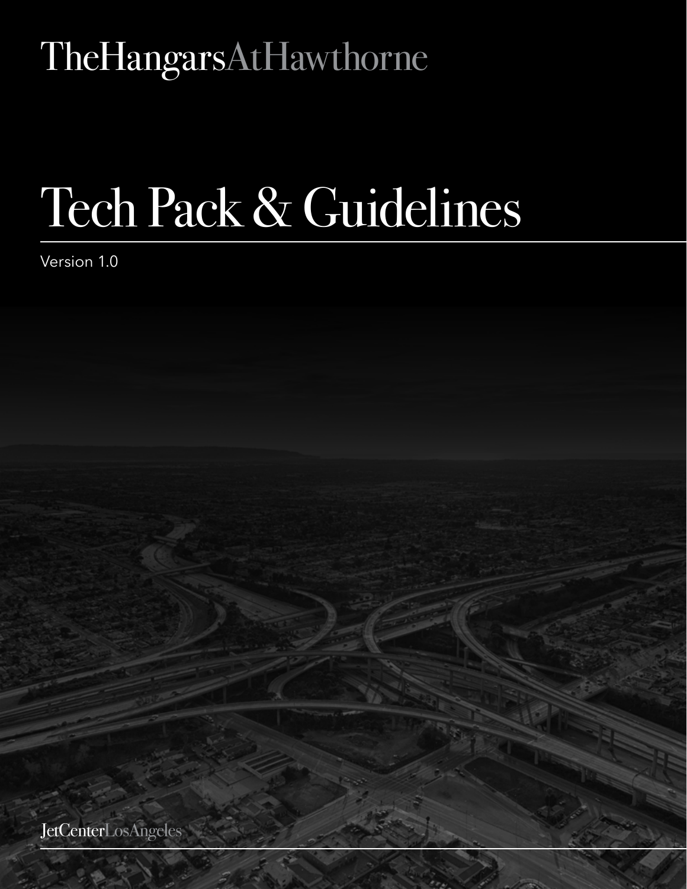TheHangarsAtHawthorne

# Tech Pack & Guidelines

Version 1.0

JetCenterLosAngeles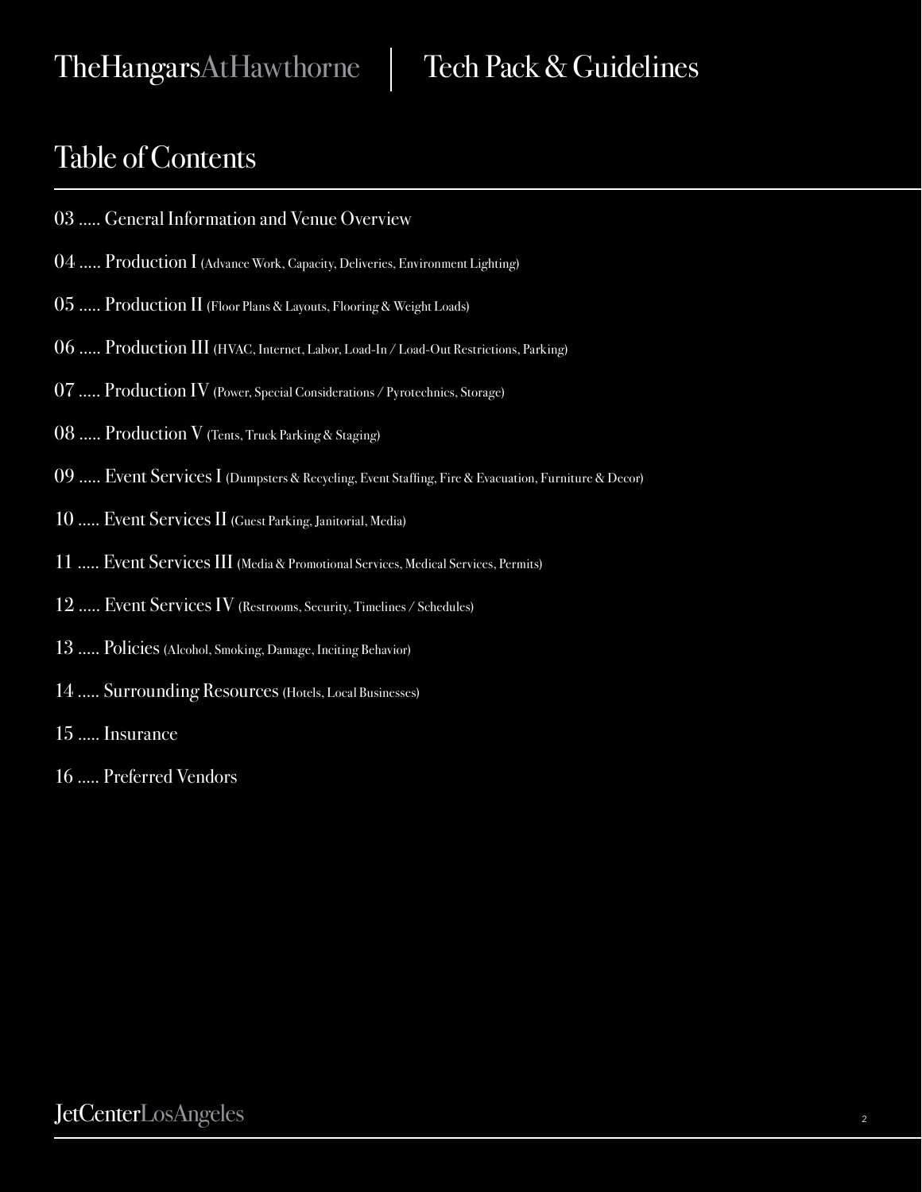# Table of Contents

03 ..... General Information and Venue Overview

04 ..... Production I (Advance Work, Capacity, Deliveries, Environment Lighting)

05 ..... Production II (Floor Plans & Layouts, Flooring & Weight Loads)

06 ..... Production III (HVAC, Internet, Labor, Load-In / Load-Out Restrictions, Parking)

07 ..... Production IV (Power, Special Considerations / Pyrotechnics, Storage)

08 ..... Production V (Tents, Truck Parking & Staging)

09 ..... Event Services I (Dumpsters & Recycling, Event Staffing, Fire & Evacuation, Furniture & Decor)

10 ..... Event Services II (Guest Parking, Janitorial, Media)

11 ..... Event Services III (Media & Promotional Services, Medical Services, Permits)

12 ..... Event Services IV (Restrooms, Security, Timelines / Schedules)

13 ..... Policies (Alcohol, Smoking, Damage, Inciting Behavior)

14 ..... Surrounding Resources (Hotels, Local Businesses)

15 ..... Insurance

16 ..... Preferred Vendors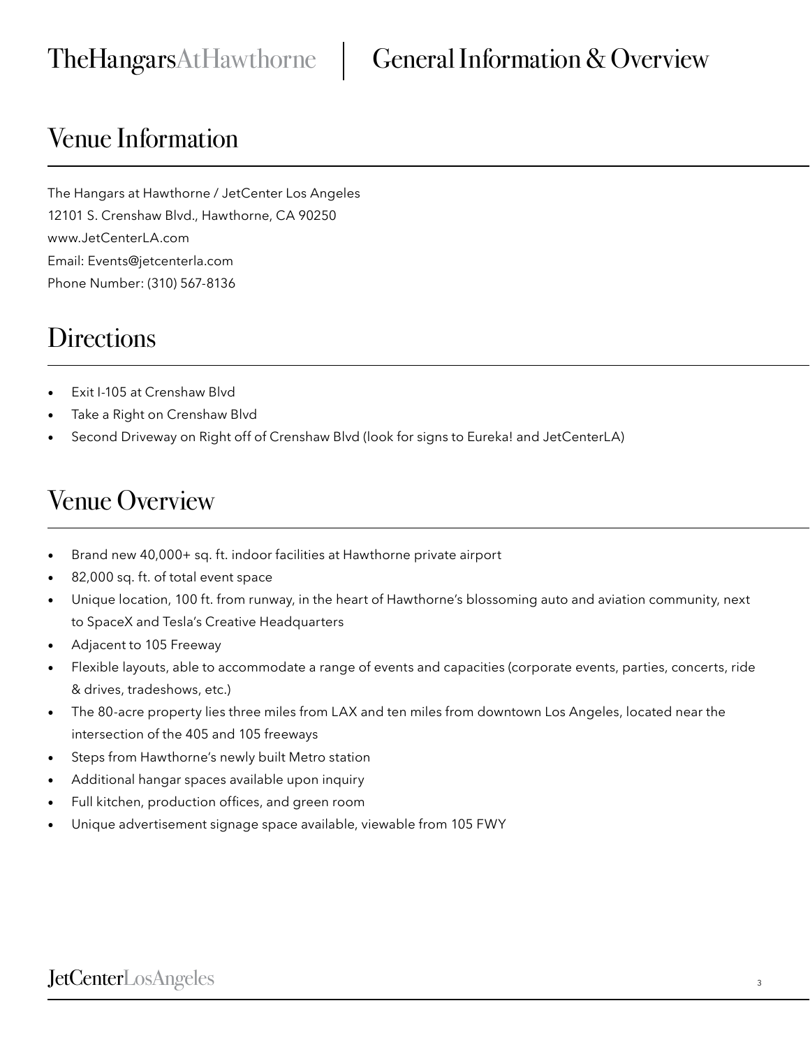# Venue Information

The Hangars at Hawthorne / JetCenter Los Angeles
12101 S. Crenshaw Blvd., Hawthorne, CA 90250
www.JetCenterLA.com
Email: Events@jetcenterla.com
Phone Number: (310) 567-8136

# Directions

- Exit I-105 at Crenshaw Blvd
- Take a Right on Crenshaw Blvd
- Second Driveway on Right off of Crenshaw Blvd (look for signs to Eureka! and JetCenterLA)

# Venue Overview

- Brand new 40,000+ sq. ft. indoor facilities at Hawthorne private airport
- 82,000 sq. ft. of total event space
- Unique location, 100 ft. from runway, in the heart of Hawthorne's blossoming auto and aviation community, next to SpaceX and Tesla's Creative Headquarters
- Adjacent to 105 Freeway
- Flexible layouts, able to accommodate a range of events and capacities (corporate events, parties, concerts, ride & drives, tradeshows, etc.)
- The 80-acre property lies three miles from LAX and ten miles from downtown Los Angeles, located near the intersection of the 405 and 105 freeways
- Steps from Hawthorne's newly built Metro station
- Additional hangar spaces available upon inquiry
- Full kitchen, production offices, and green room
- Unique advertisement signage space available, viewable from 105 FWY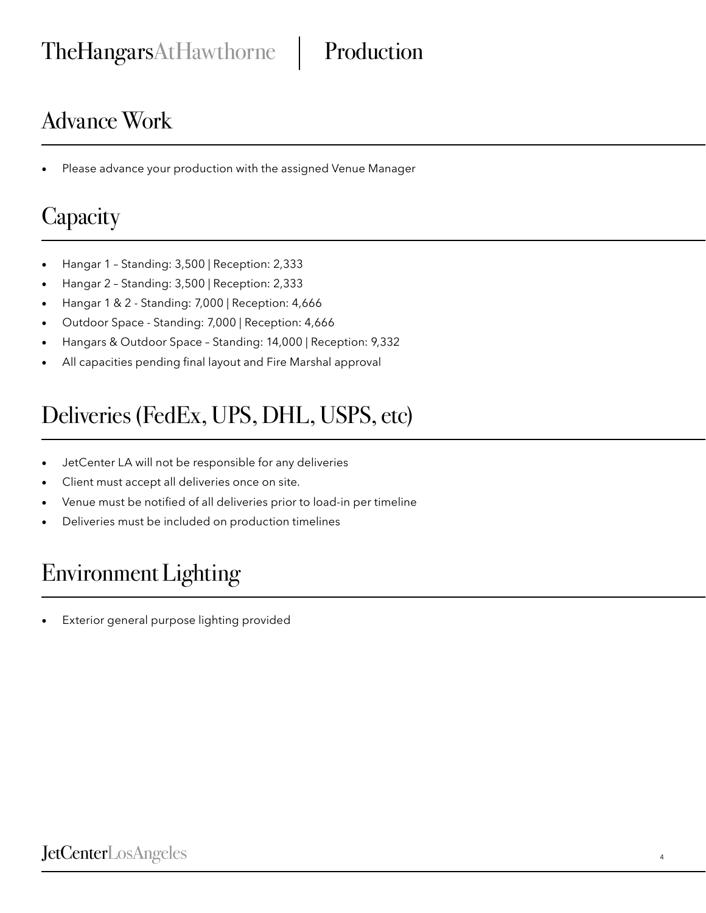## Advance Work

- Please advance your production with the assigned Venue Manager

## Capacity

- Hangar 1 – Standing: 3,500 | Reception: 2,333
- Hangar 2 – Standing: 3,500 | Reception: 2,333
- Hangar 1 & 2 - Standing: 7,000 | Reception: 4,666
- Outdoor Space - Standing: 7,000 | Reception: 4,666
- Hangars & Outdoor Space – Standing: 14,000 | Reception: 9,332
- All capacities pending final layout and Fire Marshal approval

## Deliveries (FedEx, UPS, DHL, USPS, etc)

- JetCenter LA will not be responsible for any deliveries
- Client must accept all deliveries once on site.
- Venue must be notified of all deliveries prior to load-in per timeline
- Deliveries must be included on production timelines

## Environment Lighting

- Exterior general purpose lighting provided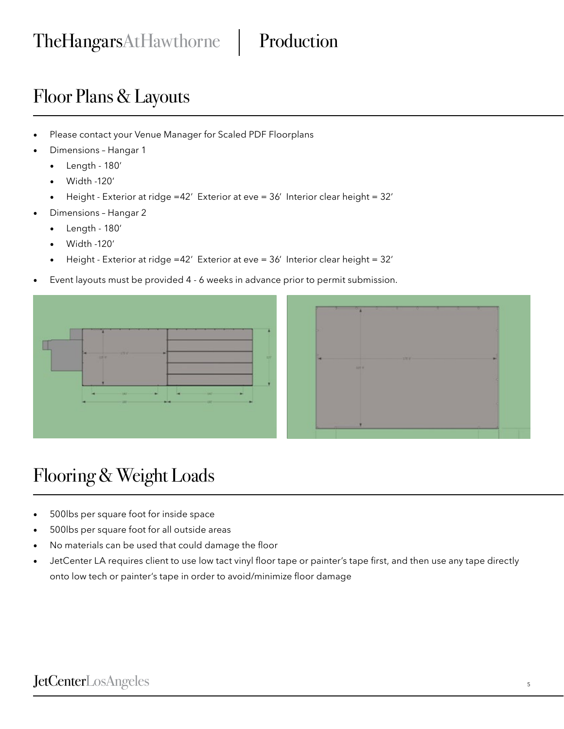# Floor Plans & Layouts

- Please contact your Venue Manager for Scaled PDF Floorplans
- Dimensions – Hangar 1
  - Length - 180'
  - Width -120'
  - Height - Exterior at ridge =42' Exterior at eve = 36' Interior clear height = 32'
- Dimensions – Hangar 2
  - Length - 180'
  - Width -120'
  - Height - Exterior at ridge =42' Exterior at eve = 36' Interior clear height = 32'
- Event layouts must be provided 4 - 6 weeks in advance prior to permit submission.

# Flooring & Weight Loads

- 500lbs per square foot for inside space
- 500lbs per square foot for all outside areas
- No materials can be used that could damage the floor
- JetCenter LA requires client to use low tact vinyl floor tape or painter's tape first, and then use any tape directly onto low tech or painter's tape in order to avoid/minimize floor damage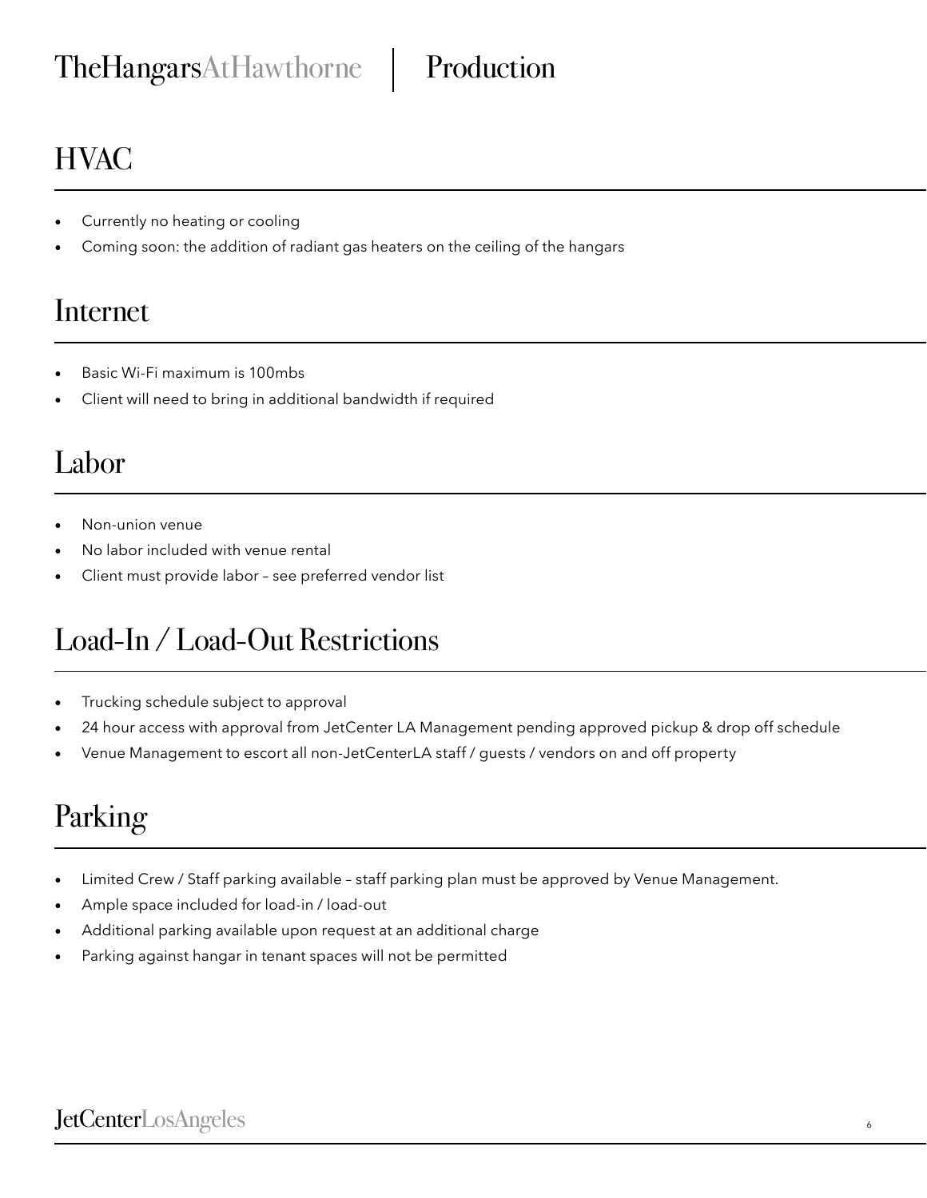## HVAC

- Currently no heating or cooling
- Coming soon: the addition of radiant gas heaters on the ceiling of the hangars

## Internet

- Basic Wi-Fi maximum is 100mbs
- Client will need to bring in additional bandwidth if required

## Labor

- Non-union venue
- No labor included with venue rental
- Client must provide labor – see preferred vendor list

## Load-In / Load-Out Restrictions

- Trucking schedule subject to approval
- 24 hour access with approval from JetCenter LA Management pending approved pickup & drop off schedule
- Venue Management to escort all non-JetCenterLA staff / guests / vendors on and off property

## Parking

- Limited Crew / Staff parking available – staff parking plan must be approved by Venue Management.
- Ample space included for load-in / load-out
- Additional parking available upon request at an additional charge
- Parking against hangar in tenant spaces will not be permitted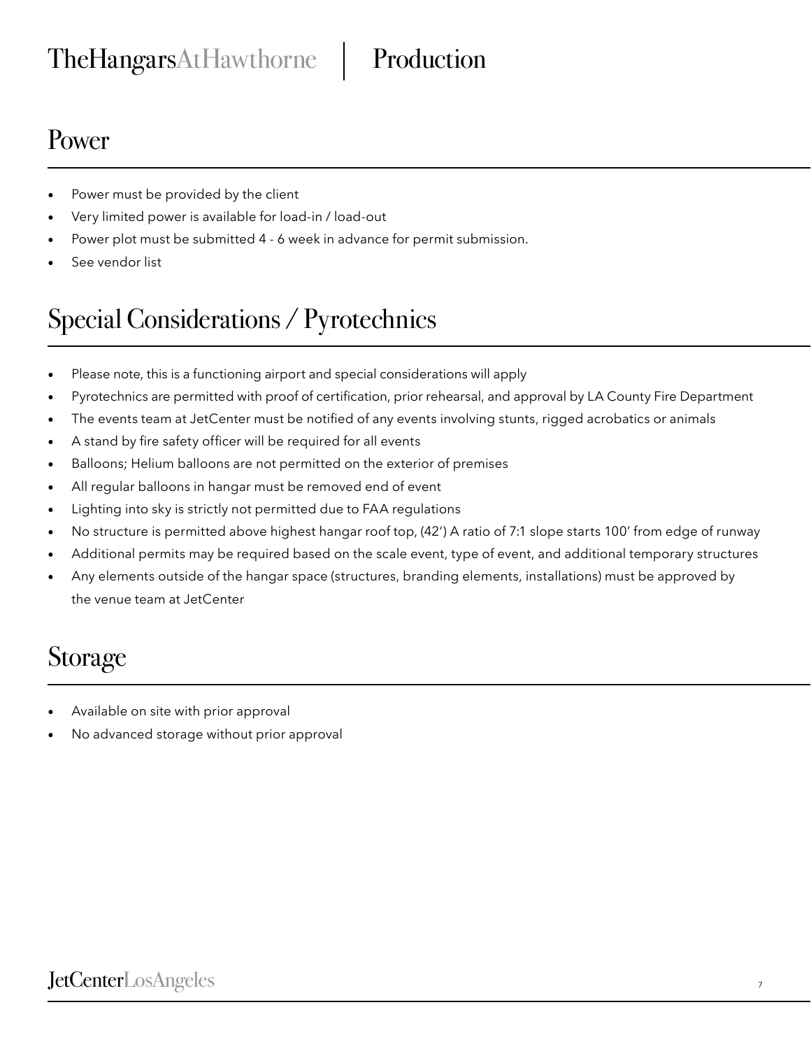## Power

- Power must be provided by the client
- Very limited power is available for load-in / load-out
- Power plot must be submitted 4 - 6 week in advance for permit submission.
- See vendor list

## Special Considerations / Pyrotechnics

- Please note, this is a functioning airport and special considerations will apply
- Pyrotechnics are permitted with proof of certification, prior rehearsal, and approval by LA County Fire Department
- The events team at JetCenter must be notified of any events involving stunts, rigged acrobatics or animals
- A stand by fire safety officer will be required for all events
- Balloons; Helium balloons are not permitted on the exterior of premises
- All regular balloons in hangar must be removed end of event
- Lighting into sky is strictly not permitted due to FAA regulations
- No structure is permitted above highest hangar roof top, (42') A ratio of 7:1 slope starts 100' from edge of runway
- Additional permits may be required based on the scale event, type of event, and additional temporary structures
- Any elements outside of the hangar space (structures, branding elements, installations) must be approved by the venue team at JetCenter

## Storage

- Available on site with prior approval
- No advanced storage without prior approval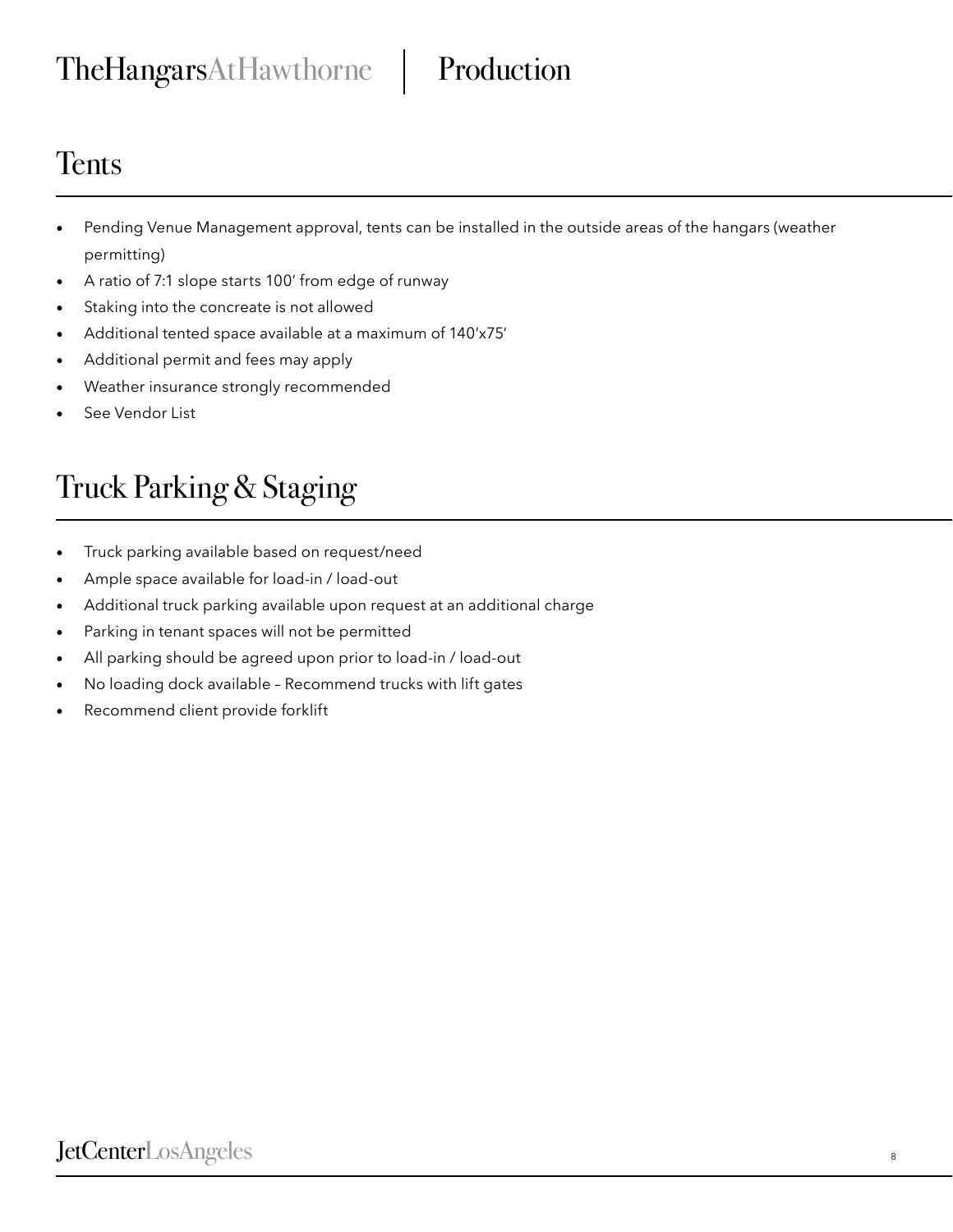# Tents

- Pending Venue Management approval, tents can be installed in the outside areas of the hangars (weather permitting)
- A ratio of 7:1 slope starts 100' from edge of runway
- Staking into the concreate is not allowed
- Additional tented space available at a maximum of 140'x75'
- Additional permit and fees may apply
- Weather insurance strongly recommended
- See Vendor List

# Truck Parking & Staging

- Truck parking available based on request/need
- Ample space available for load-in / load-out
- Additional truck parking available upon request at an additional charge
- Parking in tenant spaces will not be permitted
- All parking should be agreed upon prior to load-in / load-out
- No loading dock available – Recommend trucks with lift gates
- Recommend client provide forklift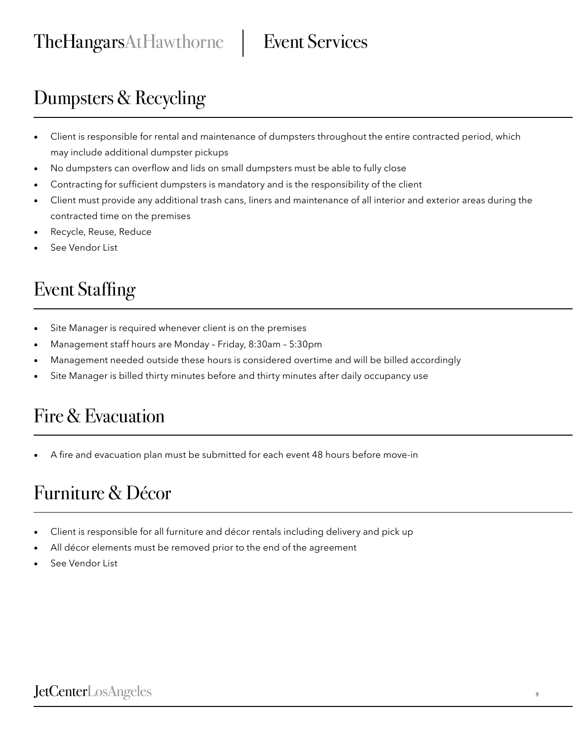## Dumpsters & Recycling

- Client is responsible for rental and maintenance of dumpsters throughout the entire contracted period, which may include additional dumpster pickups
- No dumpsters can overflow and lids on small dumpsters must be able to fully close
- Contracting for sufficient dumpsters is mandatory and is the responsibility of the client
- Client must provide any additional trash cans, liners and maintenance of all interior and exterior areas during the contracted time on the premises
- Recycle, Reuse, Reduce
- See Vendor List

## Event Staffing

- Site Manager is required whenever client is on the premises
- Management staff hours are Monday – Friday, 8:30am – 5:30pm
- Management needed outside these hours is considered overtime and will be billed accordingly
- Site Manager is billed thirty minutes before and thirty minutes after daily occupancy use

## Fire & Evacuation

- A fire and evacuation plan must be submitted for each event 48 hours before move-in

## Furniture & Décor

- Client is responsible for all furniture and décor rentals including delivery and pick up
- All décor elements must be removed prior to the end of the agreement
- See Vendor List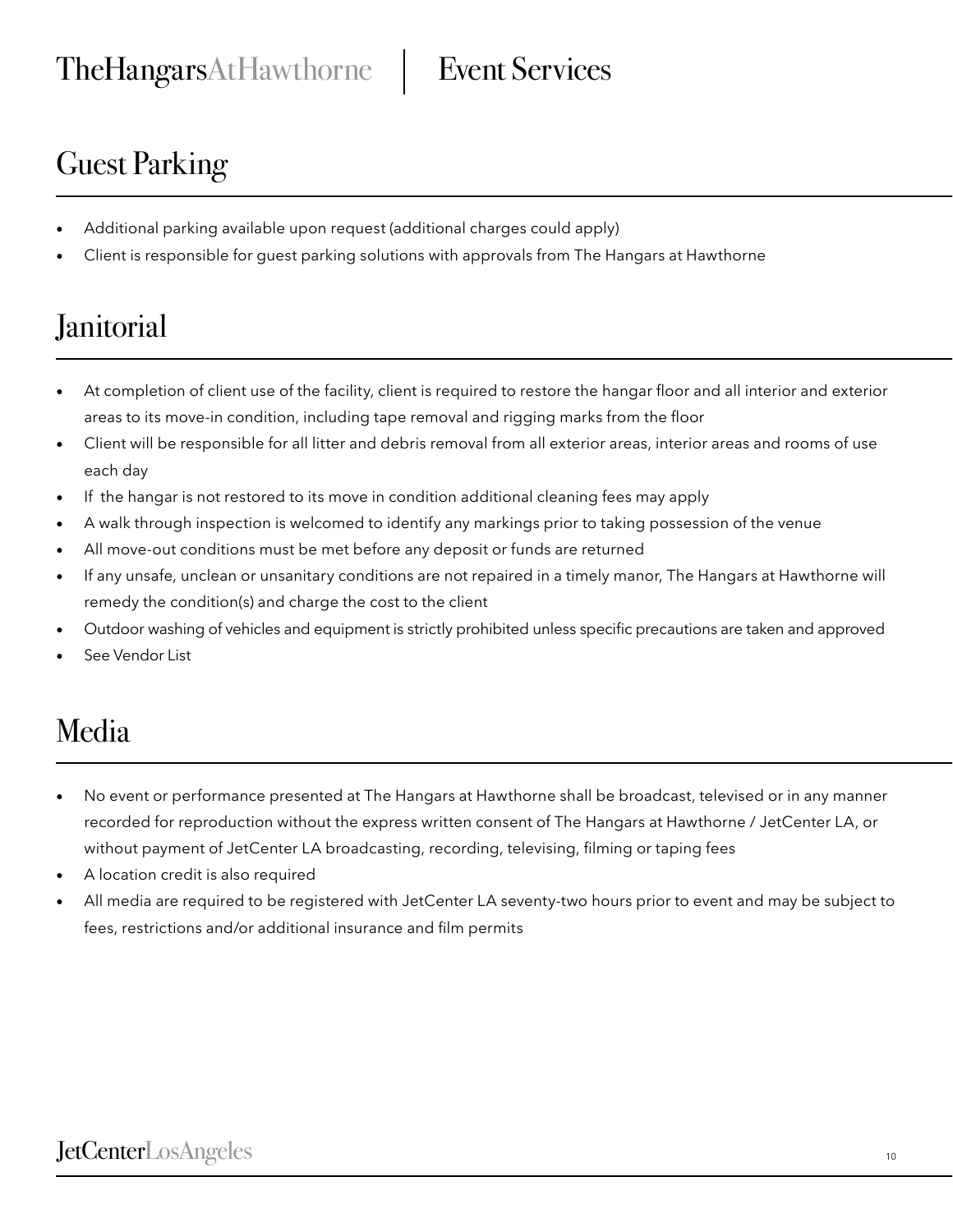## Guest Parking

- Additional parking available upon request (additional charges could apply)
- Client is responsible for guest parking solutions with approvals from The Hangars at Hawthorne

## Janitorial

- At completion of client use of the facility, client is required to restore the hangar floor and all interior and exterior areas to its move-in condition, including tape removal and rigging marks from the floor
- Client will be responsible for all litter and debris removal from all exterior areas, interior areas and rooms of use each day
- If the hangar is not restored to its move in condition additional cleaning fees may apply
- A walk through inspection is welcomed to identify any markings prior to taking possession of the venue
- All move-out conditions must be met before any deposit or funds are returned
- If any unsafe, unclean or unsanitary conditions are not repaired in a timely manor, The Hangars at Hawthorne will remedy the condition(s) and charge the cost to the client
- Outdoor washing of vehicles and equipment is strictly prohibited unless specific precautions are taken and approved
- See Vendor List

## Media

- No event or performance presented at The Hangars at Hawthorne shall be broadcast, televised or in any manner recorded for reproduction without the express written consent of The Hangars at Hawthorne / JetCenter LA, or without payment of JetCenter LA broadcasting, recording, televising, filming or taping fees
- A location credit is also required
- All media are required to be registered with JetCenter LA seventy-two hours prior to event and may be subject to fees, restrictions and/or additional insurance and film permits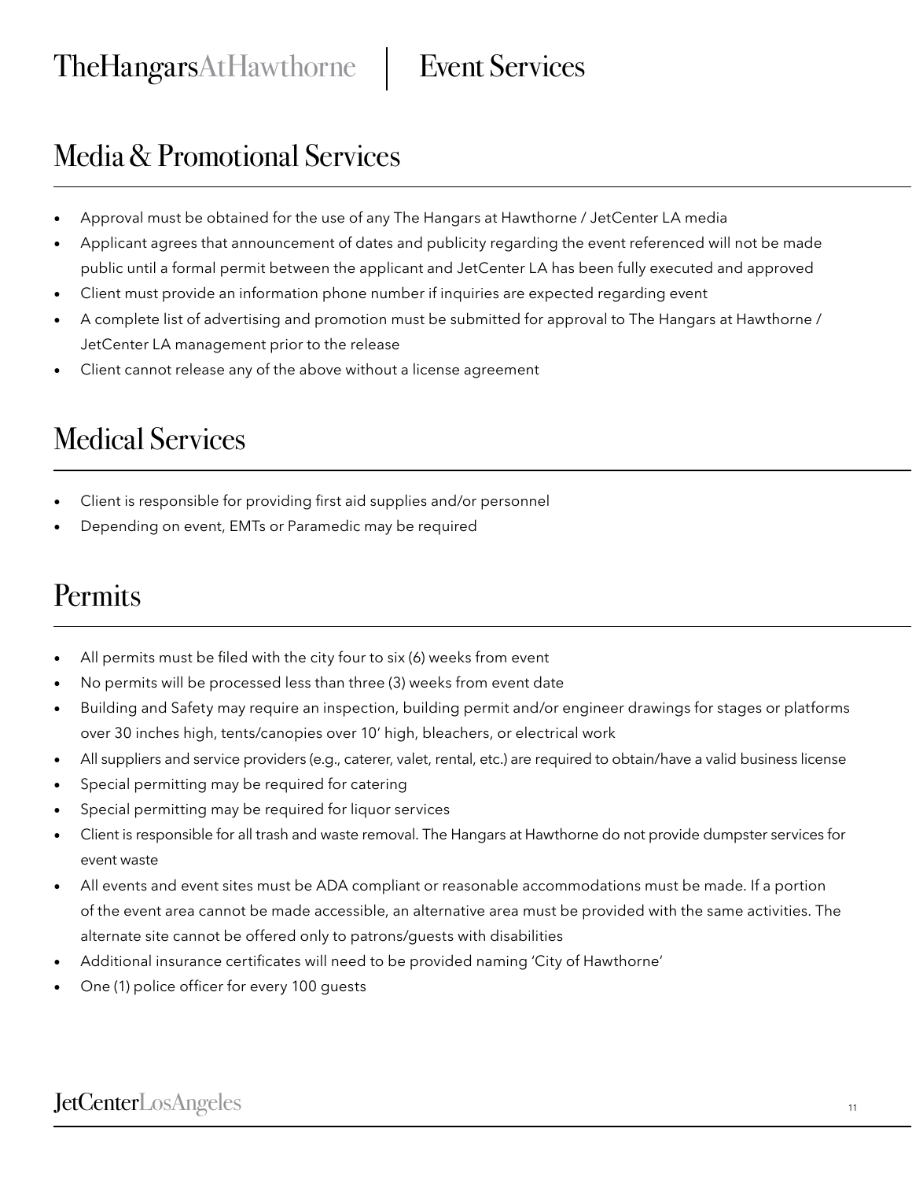## Media & Promotional Services

- Approval must be obtained for the use of any The Hangars at Hawthorne / JetCenter LA media
- Applicant agrees that announcement of dates and publicity regarding the event referenced will not be made public until a formal permit between the applicant and JetCenter LA has been fully executed and approved
- Client must provide an information phone number if inquiries are expected regarding event
- A complete list of advertising and promotion must be submitted for approval to The Hangars at Hawthorne / JetCenter LA management prior to the release
- Client cannot release any of the above without a license agreement

## Medical Services

- Client is responsible for providing first aid supplies and/or personnel
- Depending on event, EMTs or Paramedic may be required

## Permits

- All permits must be filed with the city four to six (6) weeks from event
- No permits will be processed less than three (3) weeks from event date
- Building and Safety may require an inspection, building permit and/or engineer drawings for stages or platforms over 30 inches high, tents/canopies over 10' high, bleachers, or electrical work
- All suppliers and service providers (e.g., caterer, valet, rental, etc.) are required to obtain/have a valid business license
- Special permitting may be required for catering
- Special permitting may be required for liquor services
- Client is responsible for all trash and waste removal. The Hangars at Hawthorne do not provide dumpster services for event waste
- All events and event sites must be ADA compliant or reasonable accommodations must be made. If a portion of the event area cannot be made accessible, an alternative area must be provided with the same activities. The alternate site cannot be offered only to patrons/guests with disabilities
- Additional insurance certificates will need to be provided naming 'City of Hawthorne'
- One (1) police officer for every 100 guests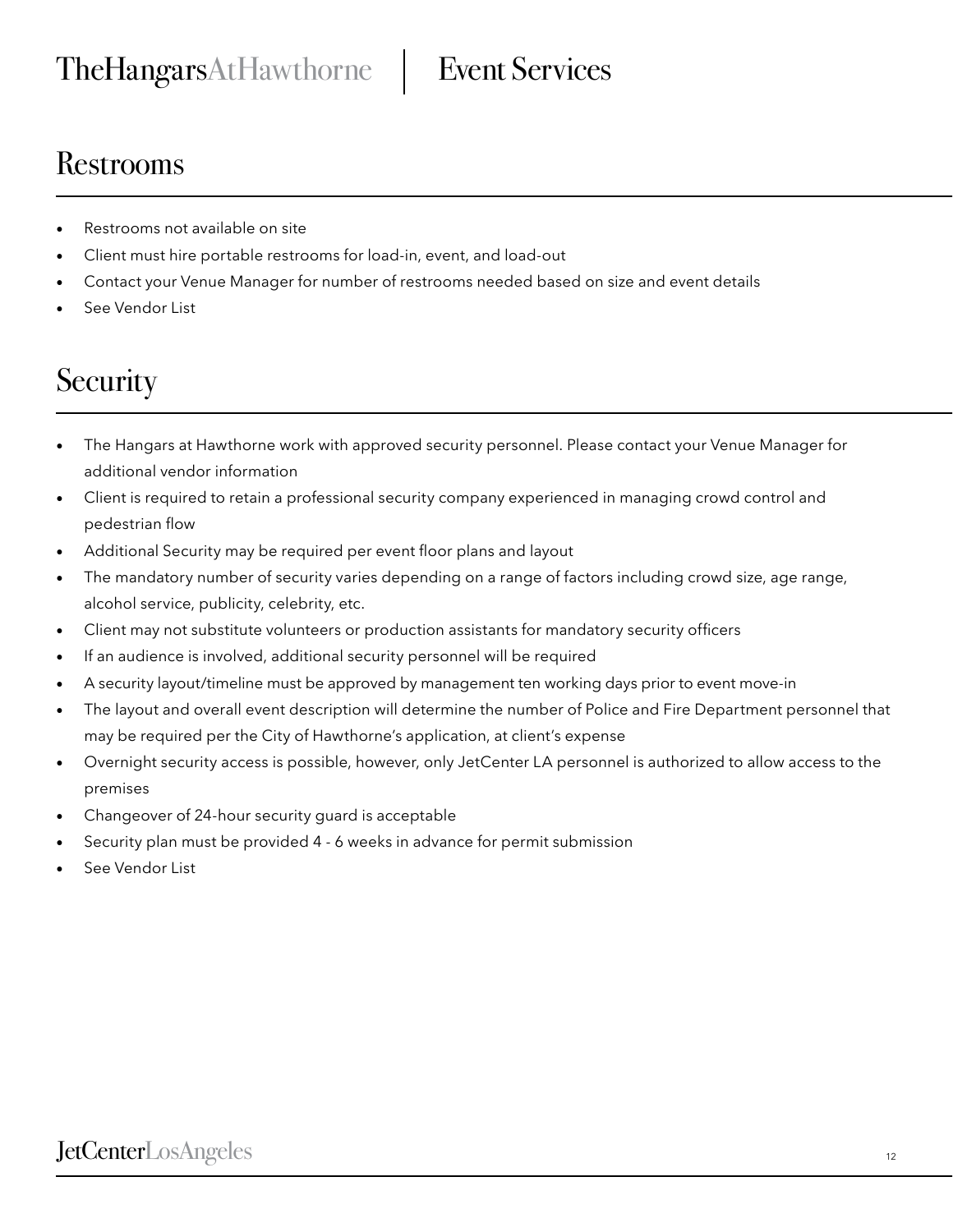## Restrooms

- Restrooms not available on site
- Client must hire portable restrooms for load-in, event, and load-out
- Contact your Venue Manager for number of restrooms needed based on size and event details
- See Vendor List

## Security

- The Hangars at Hawthorne work with approved security personnel. Please contact your Venue Manager for additional vendor information
- Client is required to retain a professional security company experienced in managing crowd control and pedestrian flow
- Additional Security may be required per event floor plans and layout
- The mandatory number of security varies depending on a range of factors including crowd size, age range, alcohol service, publicity, celebrity, etc.
- Client may not substitute volunteers or production assistants for mandatory security officers
- If an audience is involved, additional security personnel will be required
- A security layout/timeline must be approved by management ten working days prior to event move-in
- The layout and overall event description will determine the number of Police and Fire Department personnel that may be required per the City of Hawthorne's application, at client's expense
- Overnight security access is possible, however, only JetCenter LA personnel is authorized to allow access to the premises
- Changeover of 24-hour security guard is acceptable
- Security plan must be provided 4 - 6 weeks in advance for permit submission
- See Vendor List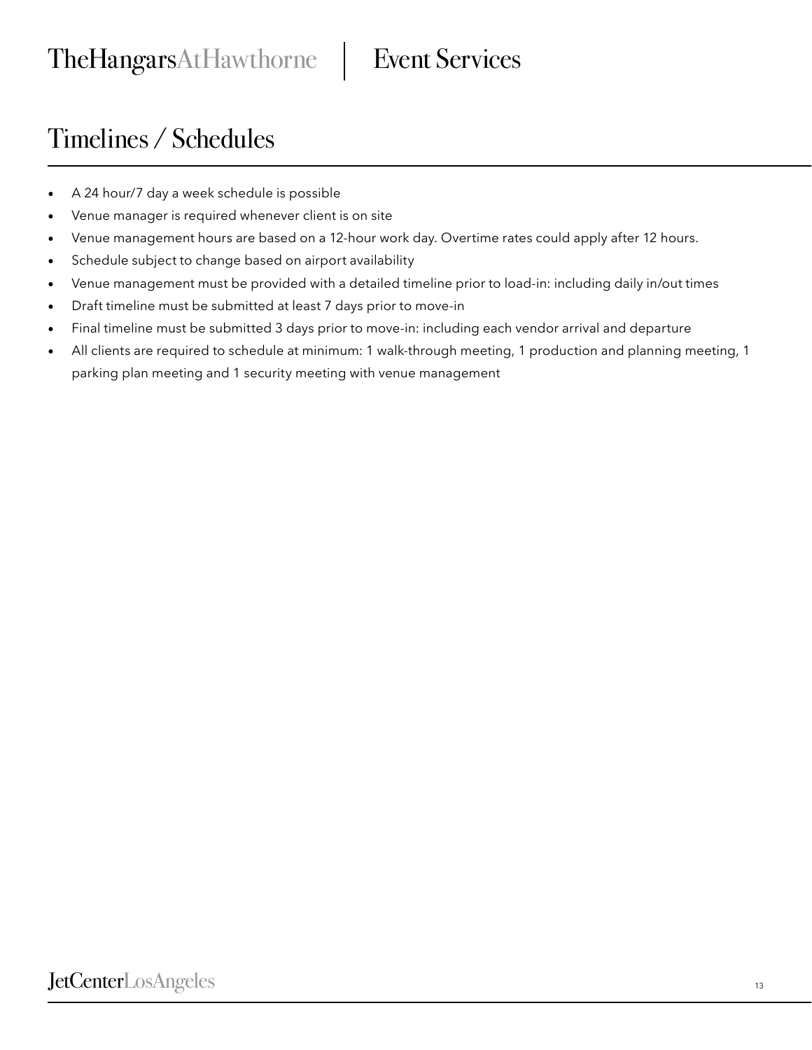## Timelines / Schedules

- A 24 hour/7 day a week schedule is possible
- Venue manager is required whenever client is on site
- Venue management hours are based on a 12-hour work day. Overtime rates could apply after 12 hours.
- Schedule subject to change based on airport availability
- Venue management must be provided with a detailed timeline prior to load-in: including daily in/out times
- Draft timeline must be submitted at least 7 days prior to move-in
- Final timeline must be submitted 3 days prior to move-in: including each vendor arrival and departure
- All clients are required to schedule at minimum: 1 walk-through meeting, 1 production and planning meeting, 1 parking plan meeting and 1 security meeting with venue management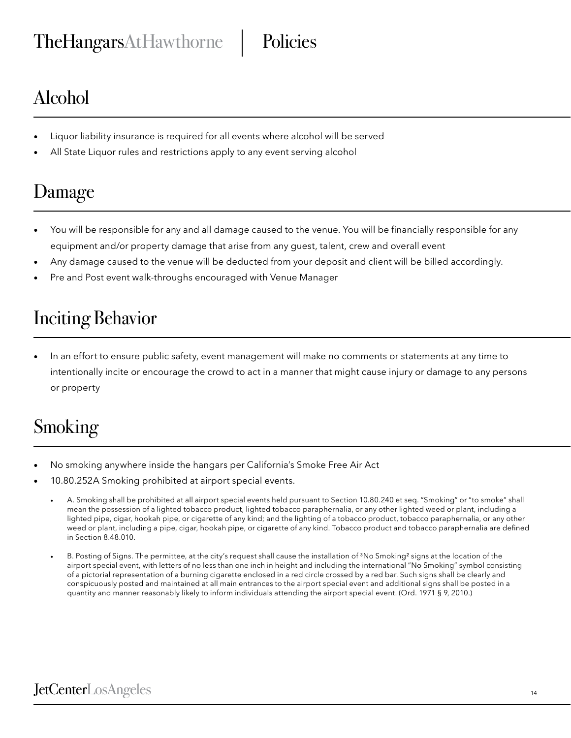# Policies

## Alcohol

- Liquor liability insurance is required for all events where alcohol will be served
- All State Liquor rules and restrictions apply to any event serving alcohol

## Damage

- You will be responsible for any and all damage caused to the venue. You will be financially responsible for any equipment and/or property damage that arise from any guest, talent, crew and overall event
- Any damage caused to the venue will be deducted from your deposit and client will be billed accordingly.
- Pre and Post event walk-throughs encouraged with Venue Manager

## Inciting Behavior

- In an effort to ensure public safety, event management will make no comments or statements at any time to intentionally incite or encourage the crowd to act in a manner that might cause injury or damage to any persons or property

## Smoking

- No smoking anywhere inside the hangars per California's Smoke Free Air Act
- 10.80.252A Smoking prohibited at airport special events.
  - A. Smoking shall be prohibited at all airport special events held pursuant to Section 10.80.240 et seq. "Smoking" or "to smoke" shall mean the possession of a lighted tobacco product, lighted tobacco paraphernalia, or any other lighted weed or plant, including a lighted pipe, cigar, hookah pipe, or cigarette of any kind; and the lighting of a tobacco product, tobacco paraphernalia, or any other weed or plant, including a pipe, cigar, hookah pipe, or cigarette of any kind. Tobacco product and tobacco paraphernalia are defined in Section 8.48.010.
  - B. Posting of Signs. The permittee, at the city's request shall cause the installation of ³No Smoking² signs at the location of the airport special event, with letters of no less than one inch in height and including the international "No Smoking" symbol consisting of a pictorial representation of a burning cigarette enclosed in a red circle crossed by a red bar. Such signs shall be clearly and conspicuously posted and maintained at all main entrances to the airport special event and additional signs shall be posted in a quantity and manner reasonably likely to inform individuals attending the airport special event. (Ord. 1971 § 9, 2010.)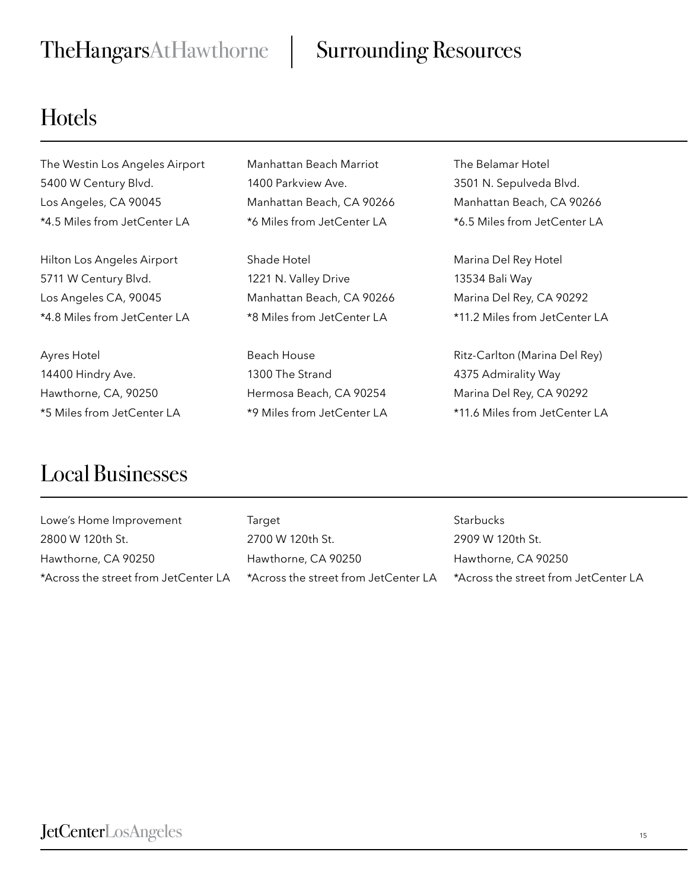# TheHangarsAtHawthorne | Surrounding Resources

## Hotels

The Westin Los Angeles Airport
5400 W Century Blvd.
Los Angeles, CA 90045
*4.5 Miles from JetCenter LA

Hilton Los Angeles Airport
5711 W Century Blvd.
Los Angeles CA, 90045
*4.8 Miles from JetCenter LA

Ayres Hotel
14400 Hindry Ave.
Hawthorne, CA, 90250
*5 Miles from JetCenter LA

Manhattan Beach Marriot
1400 Parkview Ave.
Manhattan Beach, CA 90266
*6 Miles from JetCenter LA

Shade Hotel
1221 N. Valley Drive
Manhattan Beach, CA 90266
*8 Miles from JetCenter LA

Beach House
1300 The Strand
Hermosa Beach, CA 90254
*9 Miles from JetCenter LA

The Belamar Hotel
3501 N. Sepulveda Blvd.
Manhattan Beach, CA 90266
*6.5 Miles from JetCenter LA

Marina Del Rey Hotel
13534 Bali Way
Marina Del Rey, CA 90292
*11.2 Miles from JetCenter LA

Ritz-Carlton (Marina Del Rey)
4375 Admirality Way
Marina Del Rey, CA 90292
*11.6 Miles from JetCenter LA

## Local Businesses

Lowe's Home Improvement
2800 W 120th St.
Hawthorne, CA 90250
*Across the street from JetCenter LA

Target
2700 W 120th St.
Hawthorne, CA 90250
*Across the street from JetCenter LA

Starbucks
2909 W 120th St.
Hawthorne, CA 90250
*Across the street from JetCenter LA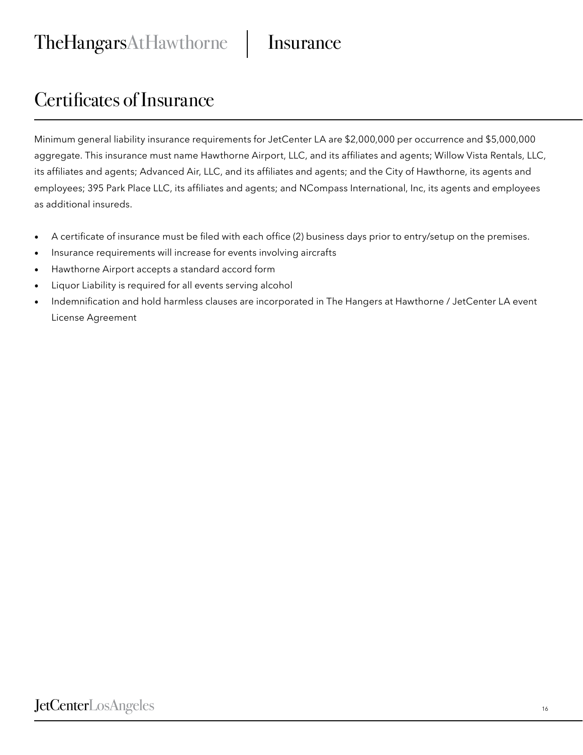# Certificates of Insurance

Minimum general liability insurance requirements for JetCenter LA are $2,000,000 per occurrence and $5,000,000 aggregate. This insurance must name Hawthorne Airport, LLC, and its affiliates and agents; Willow Vista Rentals, LLC, its affiliates and agents; Advanced Air, LLC, and its affiliates and agents; and the City of Hawthorne, its agents and employees; 395 Park Place LLC, its affiliates and agents; and NCompass International, Inc, its agents and employees as additional insureds.

- A certificate of insurance must be filed with each office (2) business days prior to entry/setup on the premises.
- Insurance requirements will increase for events involving aircrafts
- Hawthorne Airport accepts a standard accord form
- Liquor Liability is required for all events serving alcohol
- Indemnification and hold harmless clauses are incorporated in The Hangers at Hawthorne / JetCenter LA event License Agreement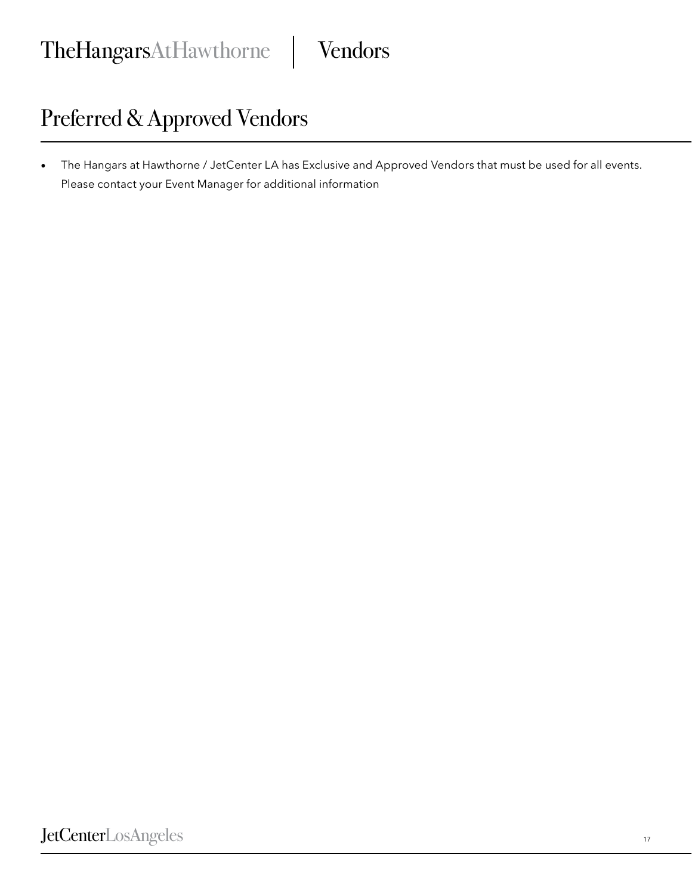## Preferred & Approved Vendors

- The Hangars at Hawthorne / JetCenter LA has Exclusive and Approved Vendors that must be used for all events. Please contact your Event Manager for additional information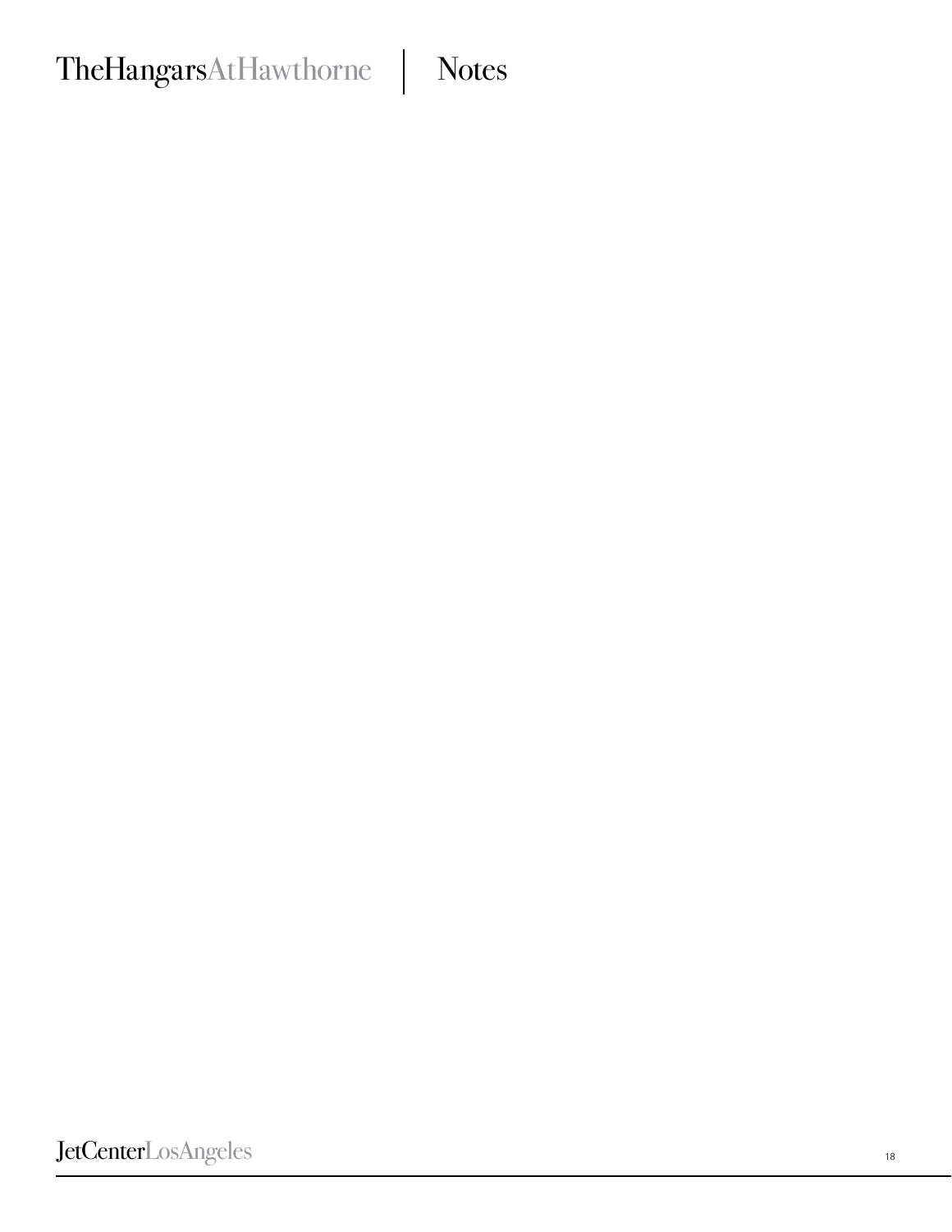# Notes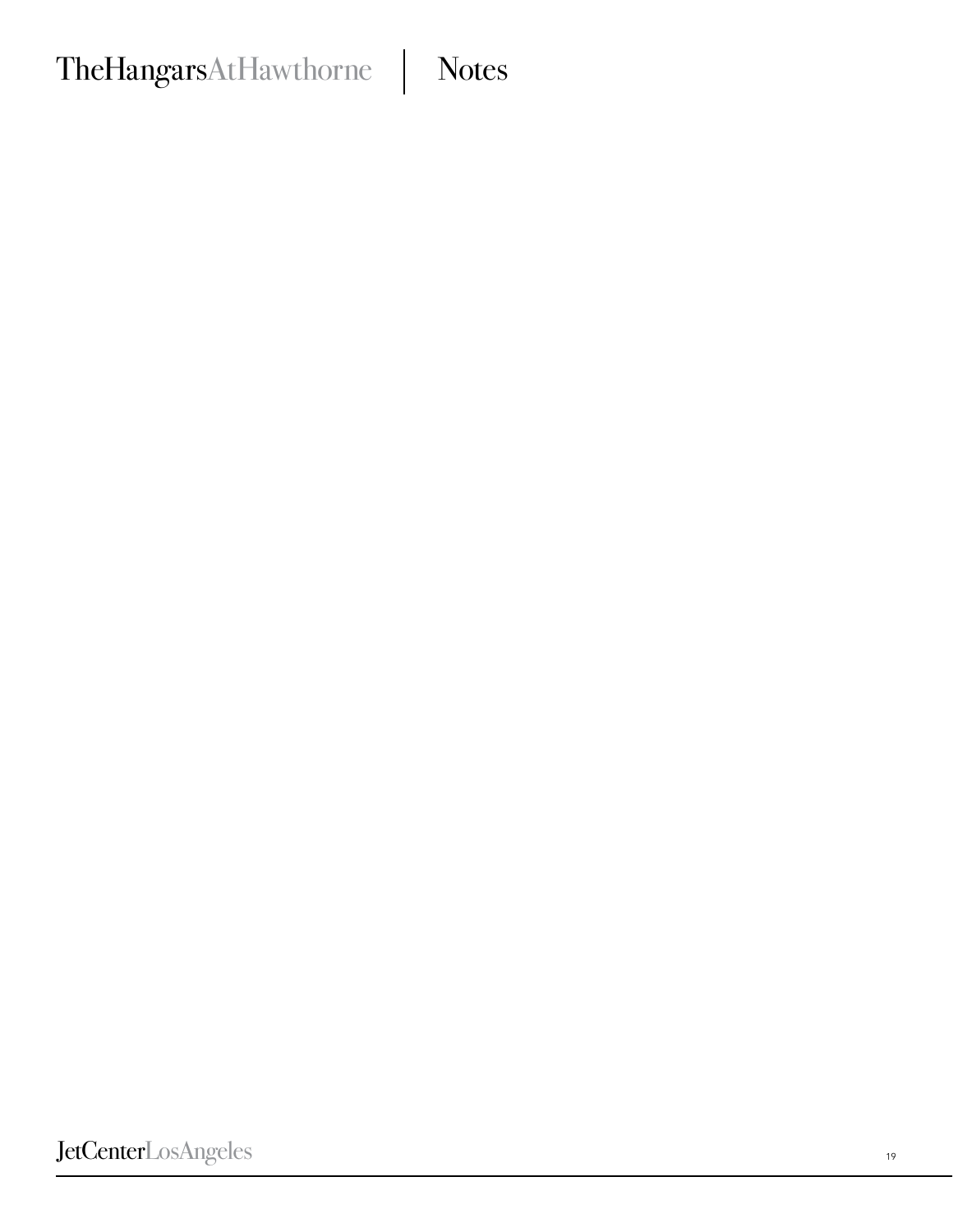# Notes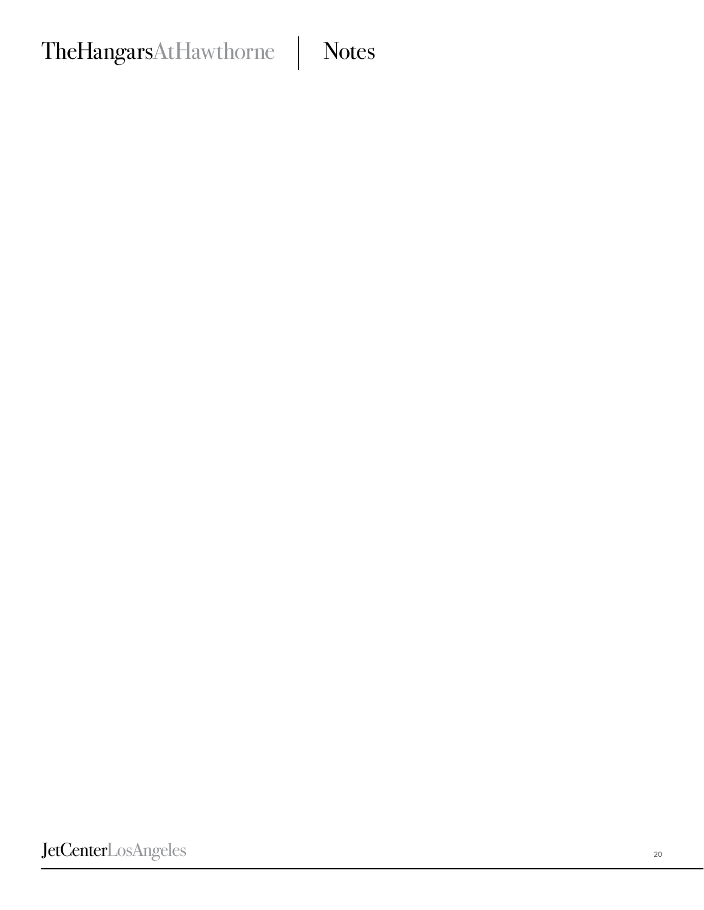# Notes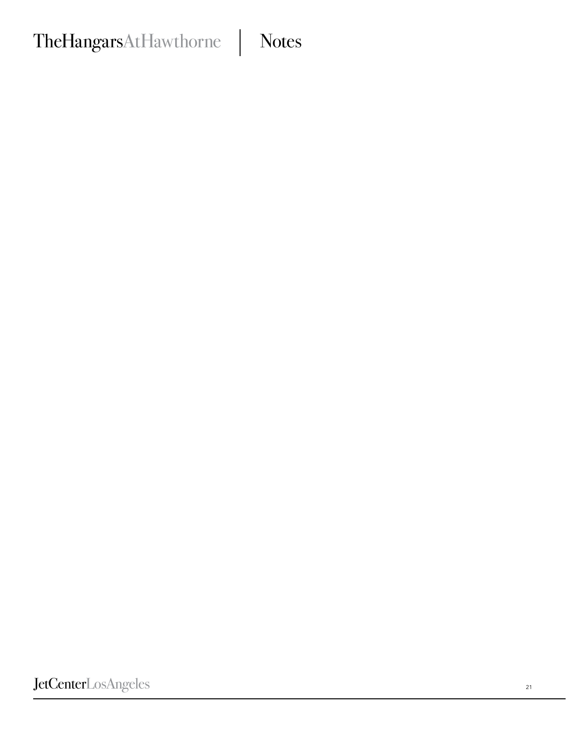# Notes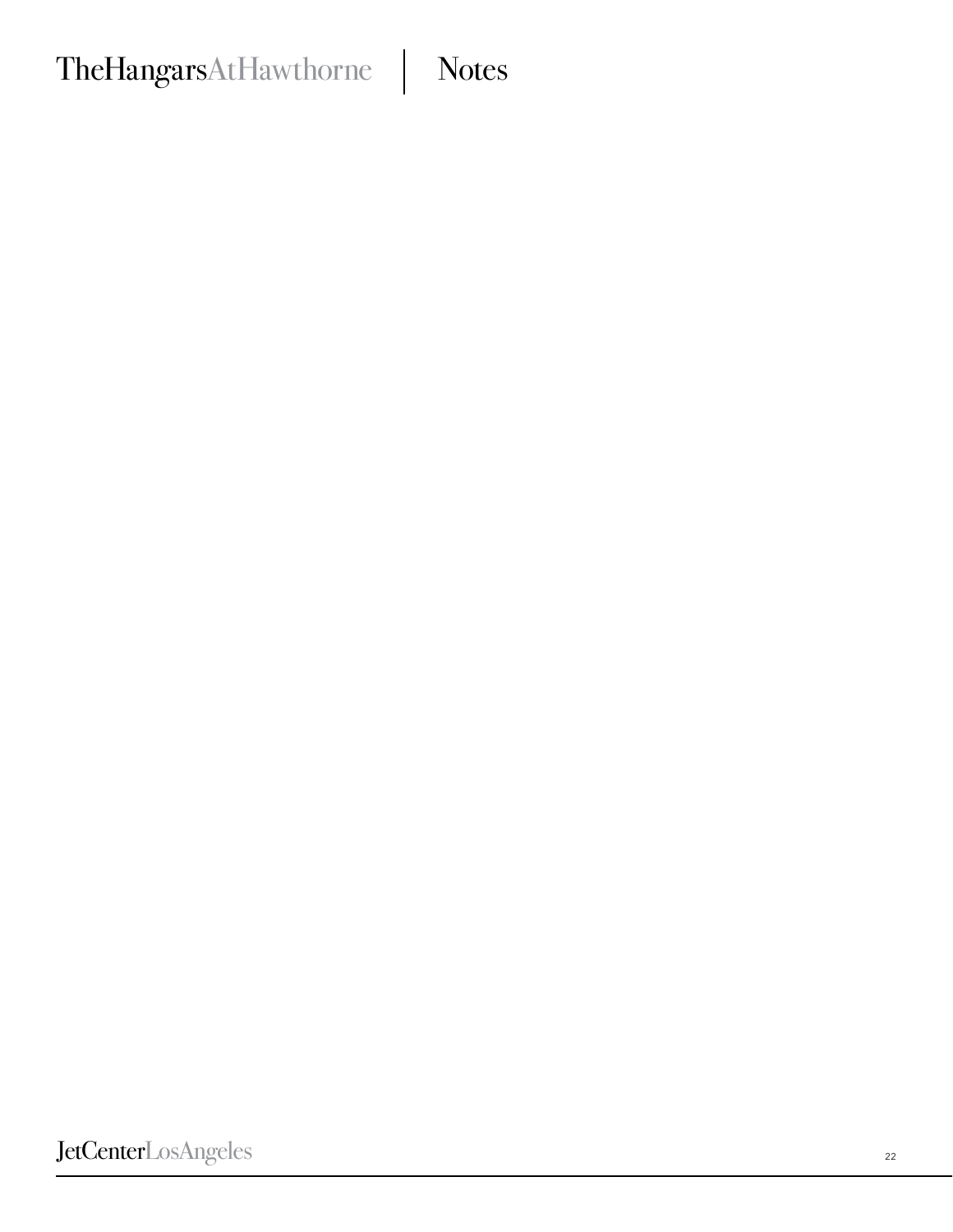# Notes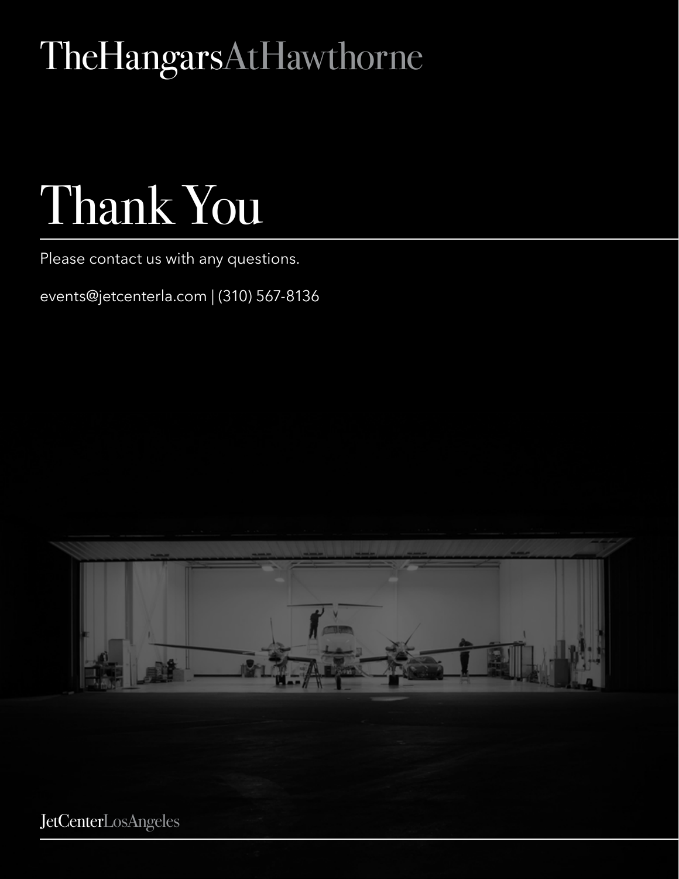TheHangarsAtHawthorne

# Thank You

Please contact us with any questions.

events@jetcenterla.com | (310) 567-8136

JetCenterLosAngeles